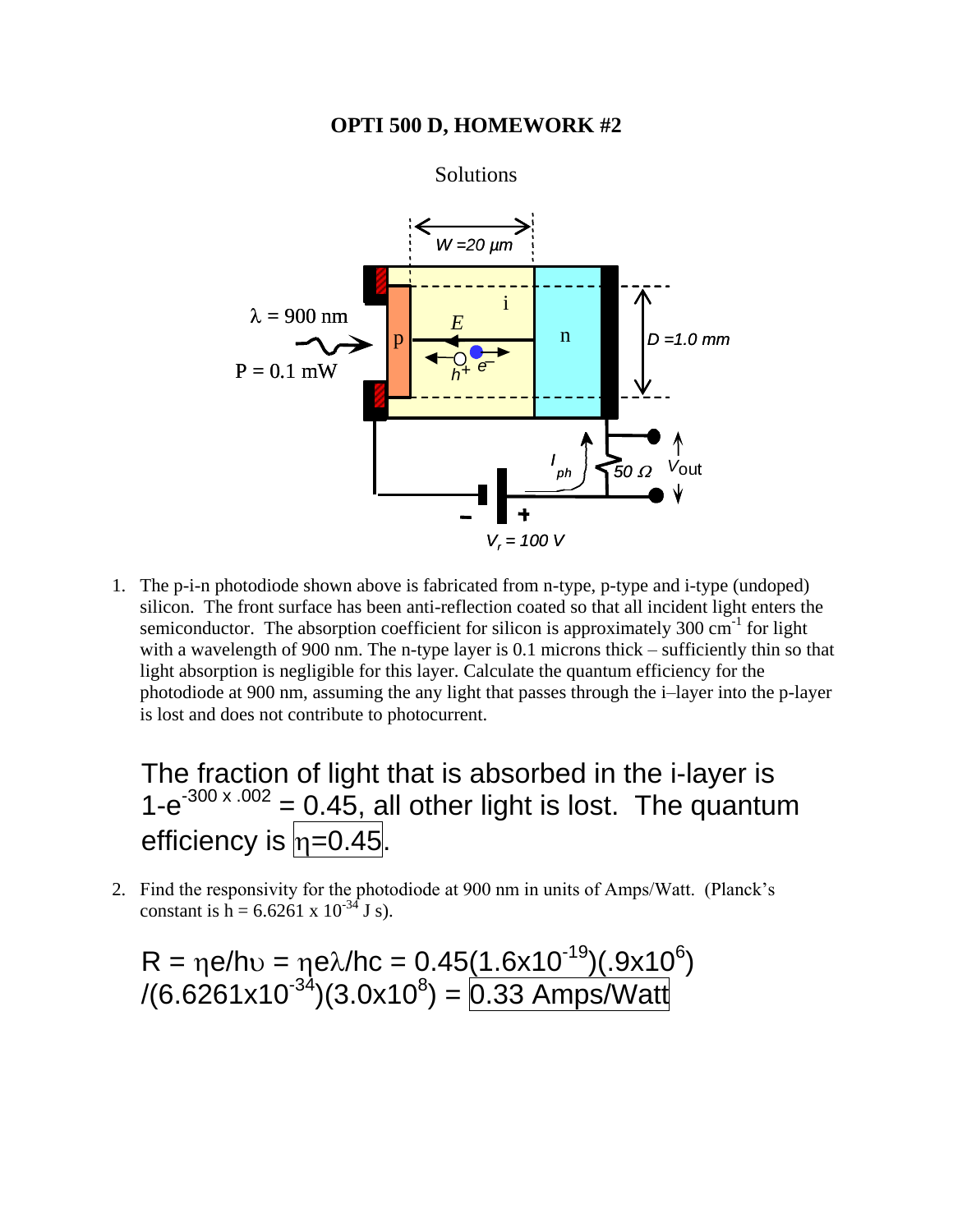# OPTI 500 D, HOMEWORK #2

Solutions

1. The p-i-n photodiode shown above is fabricated from n-type, p-type and i-type (undoped) silicon. The front surface has been anti-reflection coated so that all incident light enters the semiconductor. The absorption coefficient for silicon is approximately 300 $cm^{-1}$ for light with a wavelength of 900 nm. The n-type layer is 0.1 microns thick – sufficiently thin so that light absorption is negligible for this layer. Calculate the quantum efficiency for the photodiode at 900 nm, assuming the any light that passes through the i–layer into the p-layer is lost and does not contribute to photocurrent.

   The fraction of light that is absorbed in the i-layer is $1-e^{-300 \times .002} = 0.45$, all other light is lost. The quantum efficiency is $\boxed{\eta=0.45}$.

2. Find the responsivity for the photodiode at 900 nm in units of Amps/Watt. (Planck's constant is $h = 6.6261 \times 10^{-34}$ J s).

   $R = \eta e/h\upsilon = \eta e\lambda/hc = 0.45(1.6\times10^{-19})(.9\times10^{6}) /(6.6261\times10^{-34})(3.0\times10^{8}) = \boxed{0.33 \text{ Amps/Watt}}$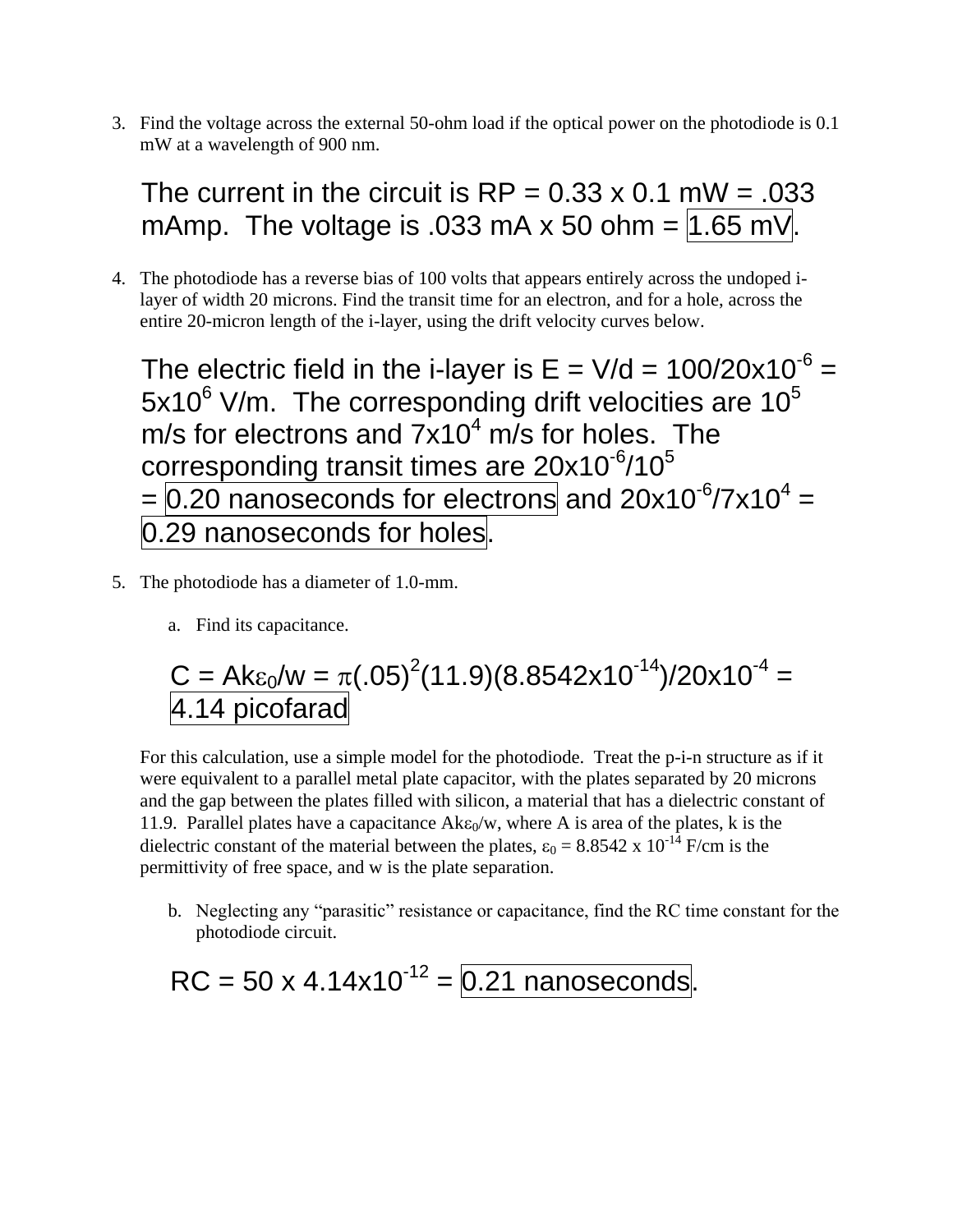3. Find the voltage across the external 50-ohm load if the optical power on the photodiode is 0.1 mW at a wavelength of 900 nm.

   The current in the circuit is RP = 0.33 x 0.1 mW = .033 mAmp. The voltage is .033 mA x 50 ohm = **1.65 mV**.

4. The photodiode has a reverse bias of 100 volts that appears entirely across the undoped i-layer of width 20 microns. Find the transit time for an electron, and for a hole, across the entire 20-micron length of the i-layer, using the drift velocity curves below.

   The electric field in the i-layer is $E = V/d = 100/20\text{x}10^{-6} = 5\text{x}10^{6}$ V/m. The corresponding drift velocities are $10^{5}$ m/s for electrons and $7\text{x}10^{4}$ m/s for holes. The corresponding transit times are $20\text{x}10^{-6}/10^{5}$ = **0.20 nanoseconds for electrons** and $20\text{x}10^{-6}/7\text{x}10^{4}$ = **0.29 nanoseconds for holes**.

5. The photodiode has a diameter of 1.0-mm.

   a. Find its capacitance.

   $C = Ak\varepsilon_0/w = \pi(.05)^2(11.9)(8.8542\text{x}10^{-14})/20\text{x}10^{-4}$ = **4.14 picofarad**

   For this calculation, use a simple model for the photodiode. Treat the p-i-n structure as if it were equivalent to a parallel metal plate capacitor, with the plates separated by 20 microns and the gap between the plates filled with silicon, a material that has a dielectric constant of 11.9. Parallel plates have a capacitance $Ak\varepsilon_0/w$, where A is area of the plates, k is the dielectric constant of the material between the plates, $\varepsilon_0 = 8.8542 \times 10^{-14}$ F/cm is the permittivity of free space, and w is the plate separation.

   b. Neglecting any "parasitic" resistance or capacitance, find the RC time constant for the photodiode circuit.

   $RC = 50 \text{ x } 4.14\text{x}10^{-12}$ = **0.21 nanoseconds**.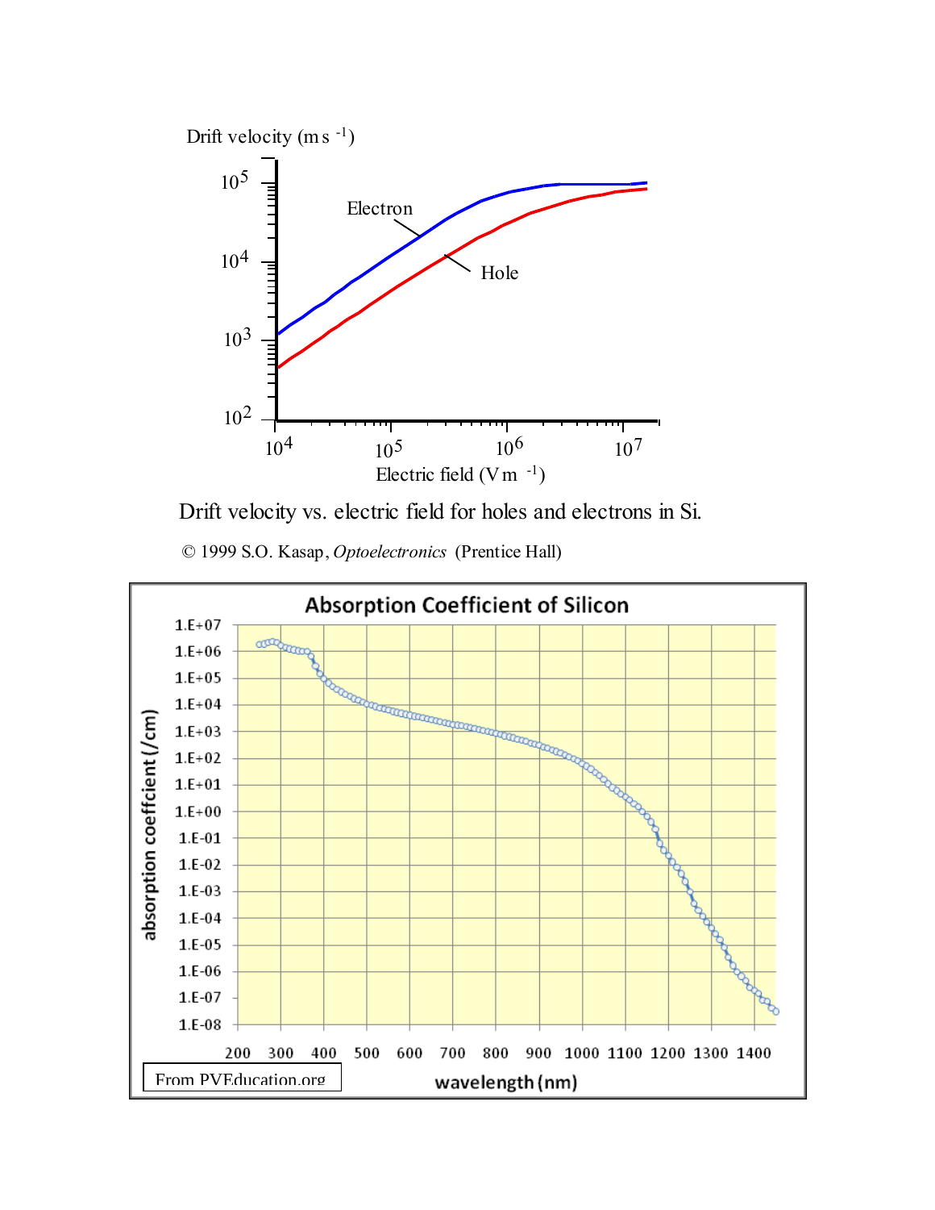Drift velocity (m s $^{-1}$)

$10^5$

$10^4$

$10^3$

$10^2$

Electron

Hole

$10^4$ $10^5$ $10^6$ $10^7$

Electric field (V m $^{-1}$)

Drift velocity vs. electric field for holes and electrons in Si.

© 1999 S.O. Kasap, *Optoelectronics* (Prentice Hall)

Absorption Coefficient of Silicon

absorption coeffcient (/cm)

1.E+07
1.E+06
1.E+05
1.E+04
1.E+03
1.E+02
1.E+01
1.E+00
1.E-01
1.E-02
1.E-03
1.E-04
1.E-05
1.E-06
1.E-07
1.E-08

200 300 400 500 600 700 800 900 1000 1100 1200 1300 1400

wavelength (nm)

From PVEducation.org